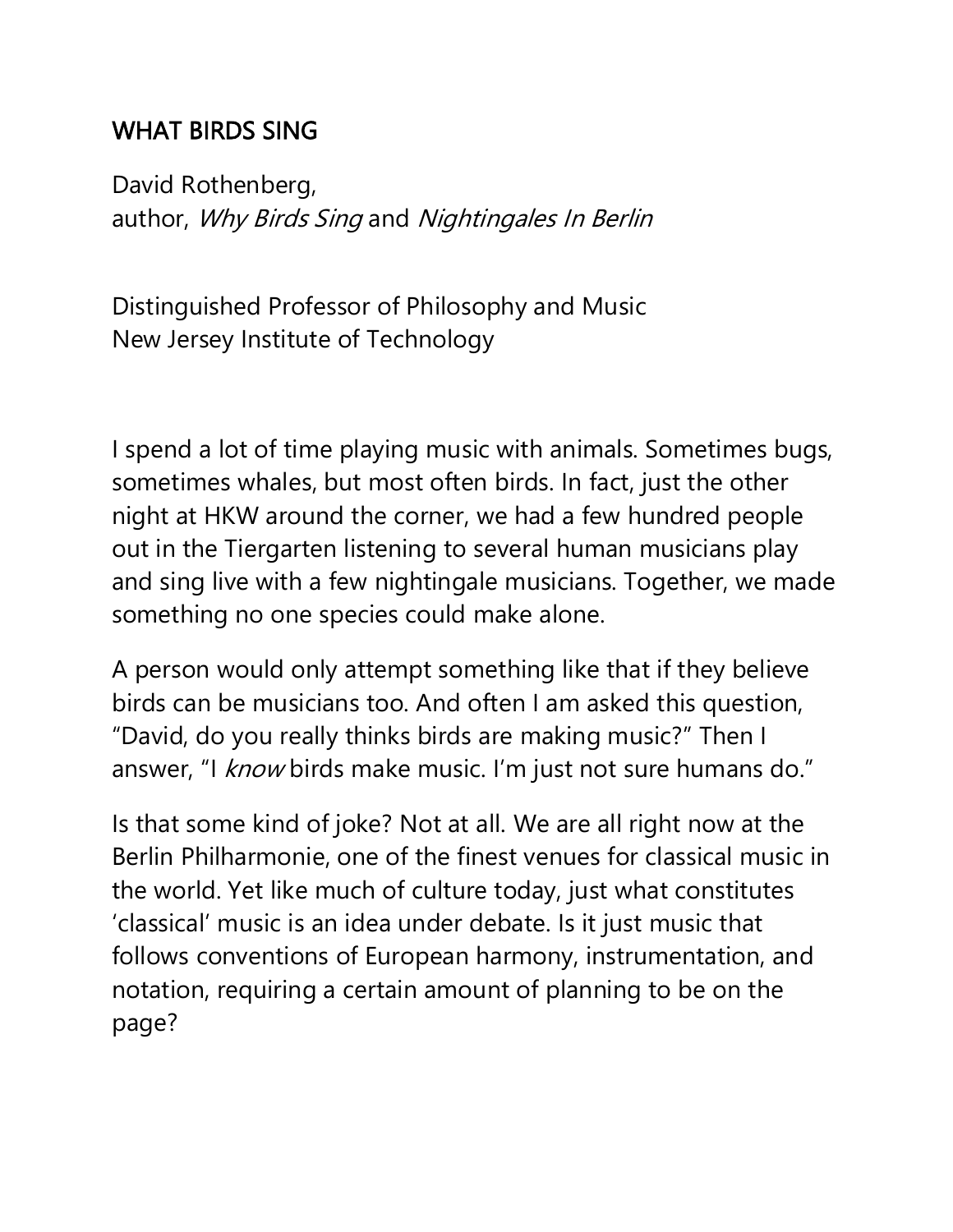# WHAT BIRDS SING

David Rothenberg,
author, *Why Birds Sing* and *Nightingales In Berlin*

Distinguished Professor of Philosophy and Music
New Jersey Institute of Technology

I spend a lot of time playing music with animals. Sometimes bugs, sometimes whales, but most often birds. In fact, just the other night at HKW around the corner, we had a few hundred people out in the Tiergarten listening to several human musicians play and sing live with a few nightingale musicians. Together, we made something no one species could make alone.

A person would only attempt something like that if they believe birds can be musicians too. And often I am asked this question, "David, do you really thinks birds are making music?" Then I answer, "I *know* birds make music. I'm just not sure humans do."

Is that some kind of joke? Not at all. We are all right now at the Berlin Philharmonie, one of the finest venues for classical music in the world. Yet like much of culture today, just what constitutes 'classical' music is an idea under debate. Is it just music that follows conventions of European harmony, instrumentation, and notation, requiring a certain amount of planning to be on the page?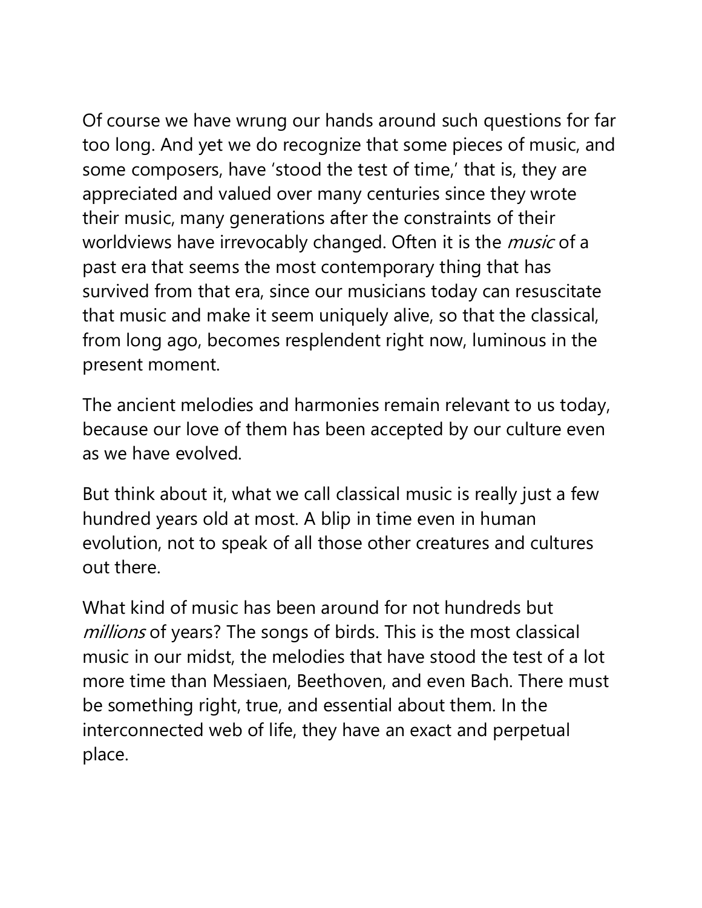Of course we have wrung our hands around such questions for far too long. And yet we do recognize that some pieces of music, and some composers, have 'stood the test of time,' that is, they are appreciated and valued over many centuries since they wrote their music, many generations after the constraints of their worldviews have irrevocably changed. Often it is the *music* of a past era that seems the most contemporary thing that has survived from that era, since our musicians today can resuscitate that music and make it seem uniquely alive, so that the classical, from long ago, becomes resplendent right now, luminous in the present moment.

The ancient melodies and harmonies remain relevant to us today, because our love of them has been accepted by our culture even as we have evolved.

But think about it, what we call classical music is really just a few hundred years old at most. A blip in time even in human evolution, not to speak of all those other creatures and cultures out there.

What kind of music has been around for not hundreds but *millions* of years? The songs of birds. This is the most classical music in our midst, the melodies that have stood the test of a lot more time than Messiaen, Beethoven, and even Bach. There must be something right, true, and essential about them. In the interconnected web of life, they have an exact and perpetual place.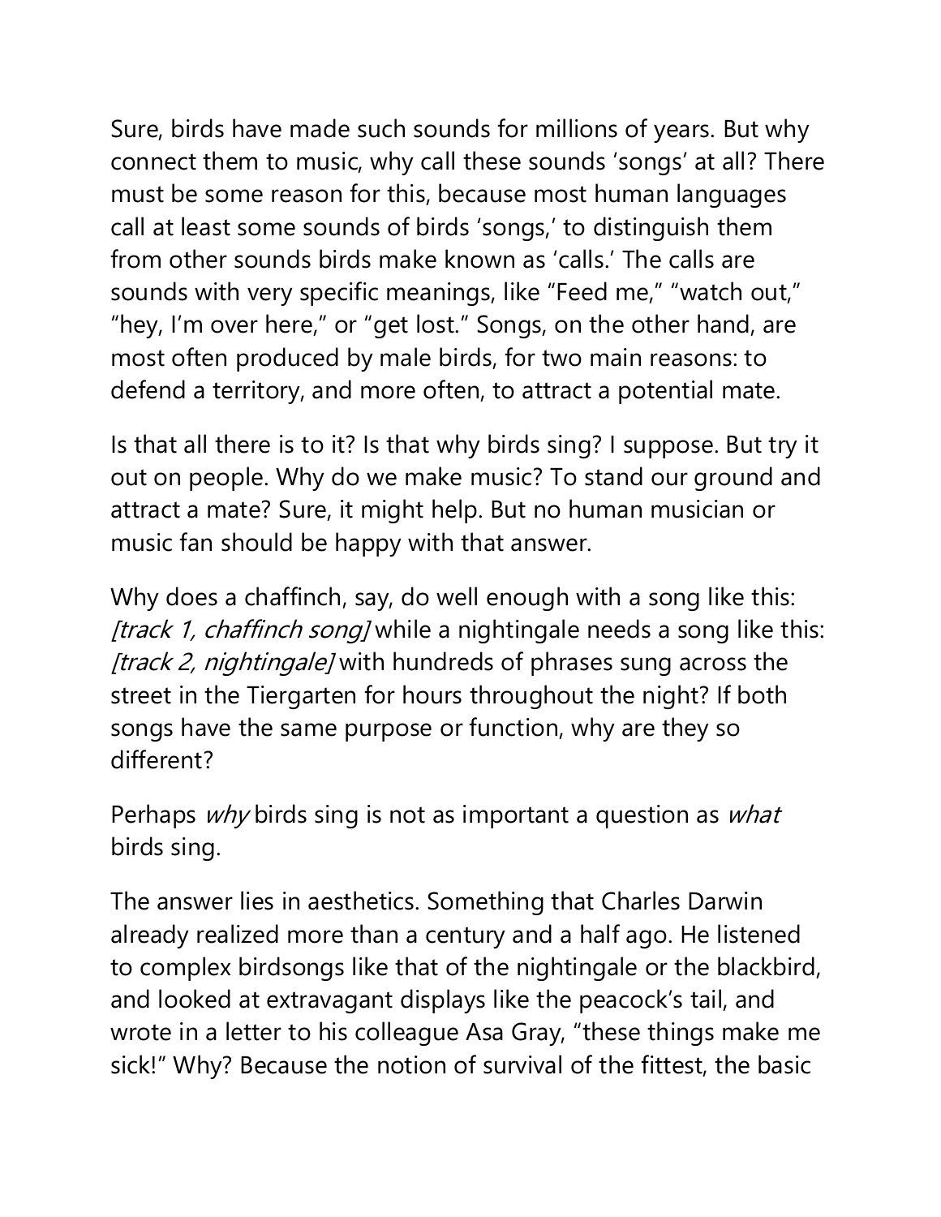Sure, birds have made such sounds for millions of years. But why connect them to music, why call these sounds 'songs' at all? There must be some reason for this, because most human languages call at least some sounds of birds 'songs,' to distinguish them from other sounds birds make known as 'calls.' The calls are sounds with very specific meanings, like "Feed me," "watch out," "hey, I'm over here," or "get lost." Songs, on the other hand, are most often produced by male birds, for two main reasons: to defend a territory, and more often, to attract a potential mate.

Is that all there is to it? Is that why birds sing? I suppose. But try it out on people. Why do we make music? To stand our ground and attract a mate? Sure, it might help. But no human musician or music fan should be happy with that answer.

Why does a chaffinch, say, do well enough with a song like this: *[track 1, chaffinch song]* while a nightingale needs a song like this: *[track 2, nightingale]* with hundreds of phrases sung across the street in the Tiergarten for hours throughout the night? If both songs have the same purpose or function, why are they so different?

Perhaps *why* birds sing is not as important a question as *what* birds sing.

The answer lies in aesthetics. Something that Charles Darwin already realized more than a century and a half ago. He listened to complex birdsongs like that of the nightingale or the blackbird, and looked at extravagant displays like the peacock's tail, and wrote in a letter to his colleague Asa Gray, "these things make me sick!" Why? Because the notion of survival of the fittest, the basic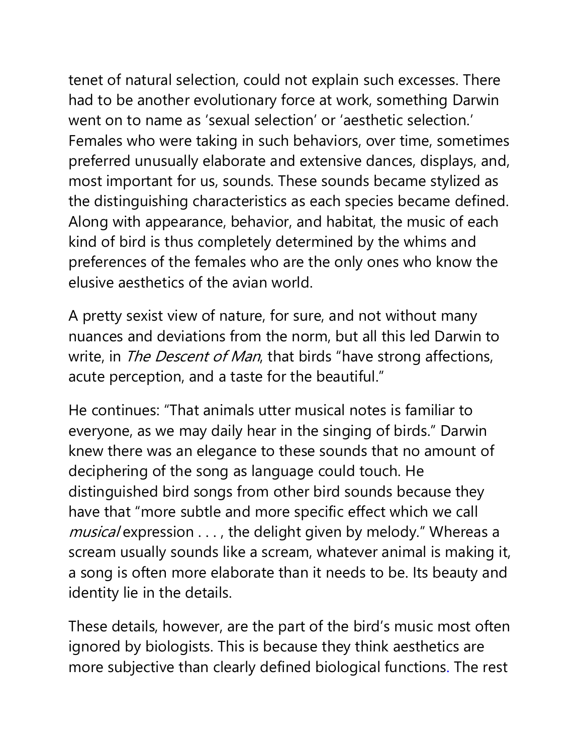tenet of natural selection, could not explain such excesses. There had to be another evolutionary force at work, something Darwin went on to name as 'sexual selection' or 'aesthetic selection.' Females who were taking in such behaviors, over time, sometimes preferred unusually elaborate and extensive dances, displays, and, most important for us, sounds. These sounds became stylized as the distinguishing characteristics as each species became defined. Along with appearance, behavior, and habitat, the music of each kind of bird is thus completely determined by the whims and preferences of the females who are the only ones who know the elusive aesthetics of the avian world.

A pretty sexist view of nature, for sure, and not without many nuances and deviations from the norm, but all this led Darwin to write, in *The Descent of Man*, that birds "have strong affections, acute perception, and a taste for the beautiful."

He continues: "That animals utter musical notes is familiar to everyone, as we may daily hear in the singing of birds." Darwin knew there was an elegance to these sounds that no amount of deciphering of the song as language could touch. He distinguished bird songs from other bird sounds because they have that "more subtle and more specific effect which we call *musical* expression . . . , the delight given by melody." Whereas a scream usually sounds like a scream, whatever animal is making it, a song is often more elaborate than it needs to be. Its beauty and identity lie in the details.

These details, however, are the part of the bird's music most often ignored by biologists. This is because they think aesthetics are more subjective than clearly defined biological functions. The rest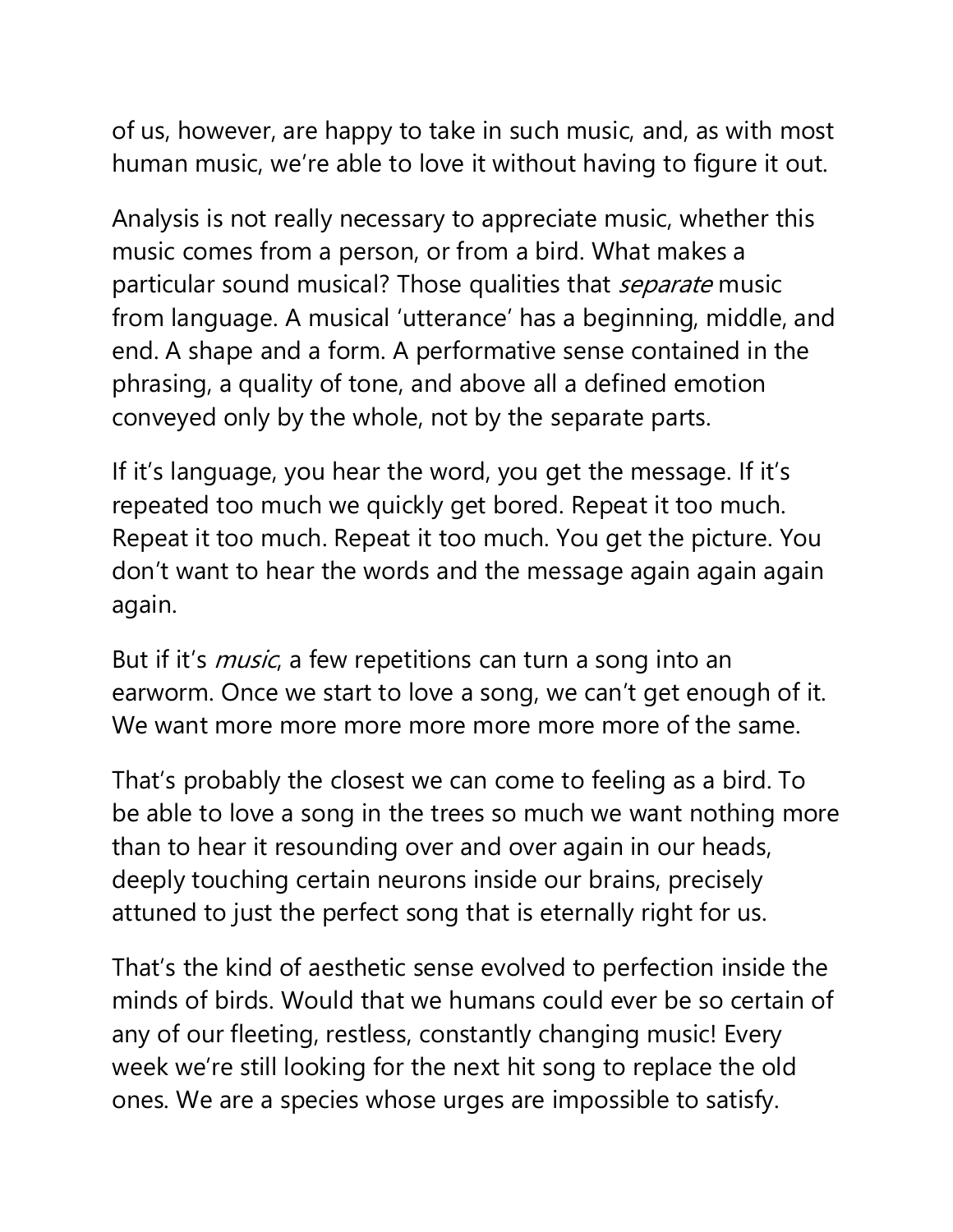of us, however, are happy to take in such music, and, as with most human music, we're able to love it without having to figure it out.

Analysis is not really necessary to appreciate music, whether this music comes from a person, or from a bird. What makes a particular sound musical? Those qualities that *separate* music from language. A musical 'utterance' has a beginning, middle, and end. A shape and a form. A performative sense contained in the phrasing, a quality of tone, and above all a defined emotion conveyed only by the whole, not by the separate parts.

If it's language, you hear the word, you get the message. If it's repeated too much we quickly get bored. Repeat it too much. Repeat it too much. Repeat it too much. You get the picture. You don't want to hear the words and the message again again again again.

But if it's *music*, a few repetitions can turn a song into an earworm. Once we start to love a song, we can't get enough of it. We want more more more more more more more of the same.

That's probably the closest we can come to feeling as a bird. To be able to love a song in the trees so much we want nothing more than to hear it resounding over and over again in our heads, deeply touching certain neurons inside our brains, precisely attuned to just the perfect song that is eternally right for us.

That's the kind of aesthetic sense evolved to perfection inside the minds of birds. Would that we humans could ever be so certain of any of our fleeting, restless, constantly changing music! Every week we're still looking for the next hit song to replace the old ones. We are a species whose urges are impossible to satisfy.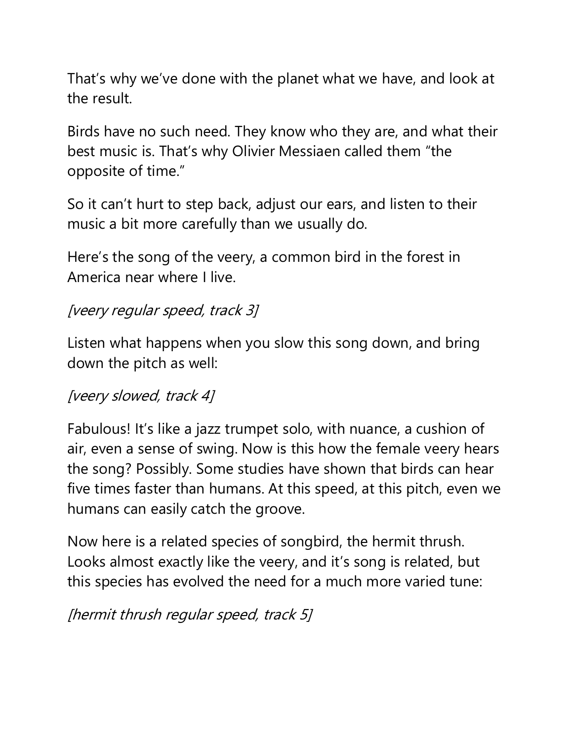That's why we've done with the planet what we have, and look at the result.

Birds have no such need. They know who they are, and what their best music is. That's why Olivier Messiaen called them "the opposite of time."

So it can't hurt to step back, adjust our ears, and listen to their music a bit more carefully than we usually do.

Here's the song of the veery, a common bird in the forest in America near where I live.

*[veery regular speed, track 3]*

Listen what happens when you slow this song down, and bring down the pitch as well:

*[veery slowed, track 4]*

Fabulous! It's like a jazz trumpet solo, with nuance, a cushion of air, even a sense of swing. Now is this how the female veery hears the song? Possibly. Some studies have shown that birds can hear five times faster than humans. At this speed, at this pitch, even we humans can easily catch the groove.

Now here is a related species of songbird, the hermit thrush. Looks almost exactly like the veery, and it's song is related, but this species has evolved the need for a much more varied tune:

*[hermit thrush regular speed, track 5]*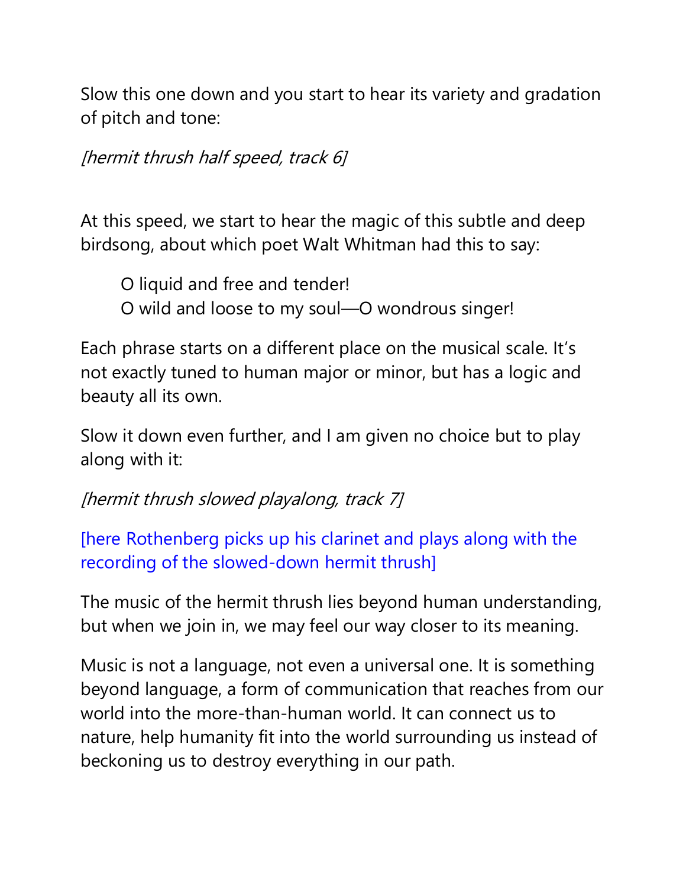Slow this one down and you start to hear its variety and gradation of pitch and tone:

*[hermit thrush half speed, track 6]*

At this speed, we start to hear the magic of this subtle and deep birdsong, about which poet Walt Whitman had this to say:

> O liquid and free and tender!
> O wild and loose to my soul—O wondrous singer!

Each phrase starts on a different place on the musical scale. It's not exactly tuned to human major or minor, but has a logic and beauty all its own.

Slow it down even further, and I am given no choice but to play along with it:

*[hermit thrush slowed playalong, track 7]*

[here Rothenberg picks up his clarinet and plays along with the recording of the slowed-down hermit thrush]

The music of the hermit thrush lies beyond human understanding, but when we join in, we may feel our way closer to its meaning.

Music is not a language, not even a universal one. It is something beyond language, a form of communication that reaches from our world into the more-than-human world. It can connect us to nature, help humanity fit into the world surrounding us instead of beckoning us to destroy everything in our path.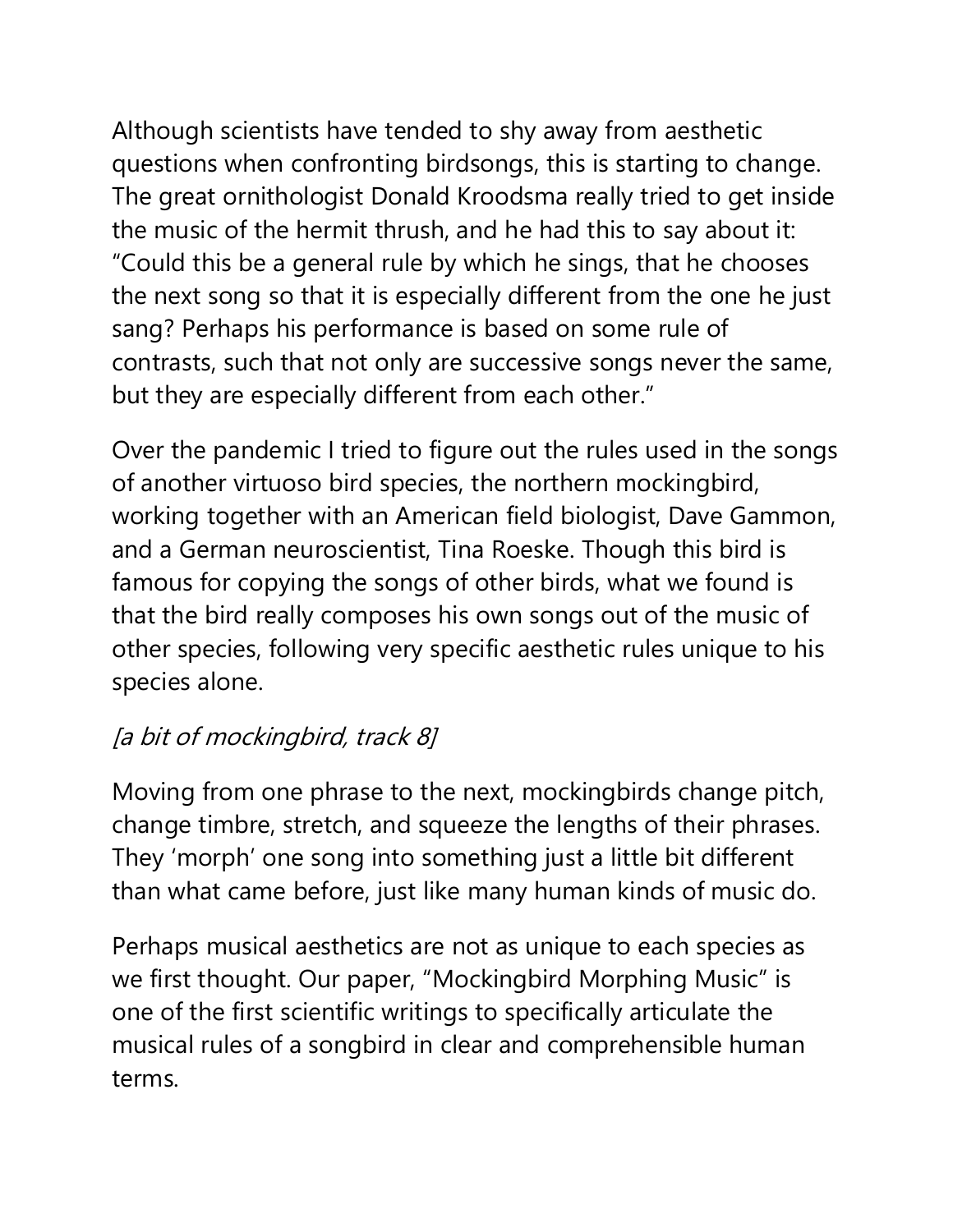Although scientists have tended to shy away from aesthetic questions when confronting birdsongs, this is starting to change. The great ornithologist Donald Kroodsma really tried to get inside the music of the hermit thrush, and he had this to say about it: “Could this be a general rule by which he sings, that he chooses the next song so that it is especially different from the one he just sang? Perhaps his performance is based on some rule of contrasts, such that not only are successive songs never the same, but they are especially different from each other.”

Over the pandemic I tried to figure out the rules used in the songs of another virtuoso bird species, the northern mockingbird, working together with an American field biologist, Dave Gammon, and a German neuroscientist, Tina Roeske. Though this bird is famous for copying the songs of other birds, what we found is that the bird really composes his own songs out of the music of other species, following very specific aesthetic rules unique to his species alone.

*[a bit of mockingbird, track 8]*

Moving from one phrase to the next, mockingbirds change pitch, change timbre, stretch, and squeeze the lengths of their phrases. They ‘morph’ one song into something just a little bit different than what came before, just like many human kinds of music do.

Perhaps musical aesthetics are not as unique to each species as we first thought. Our paper, “Mockingbird Morphing Music” is one of the first scientific writings to specifically articulate the musical rules of a songbird in clear and comprehensible human terms.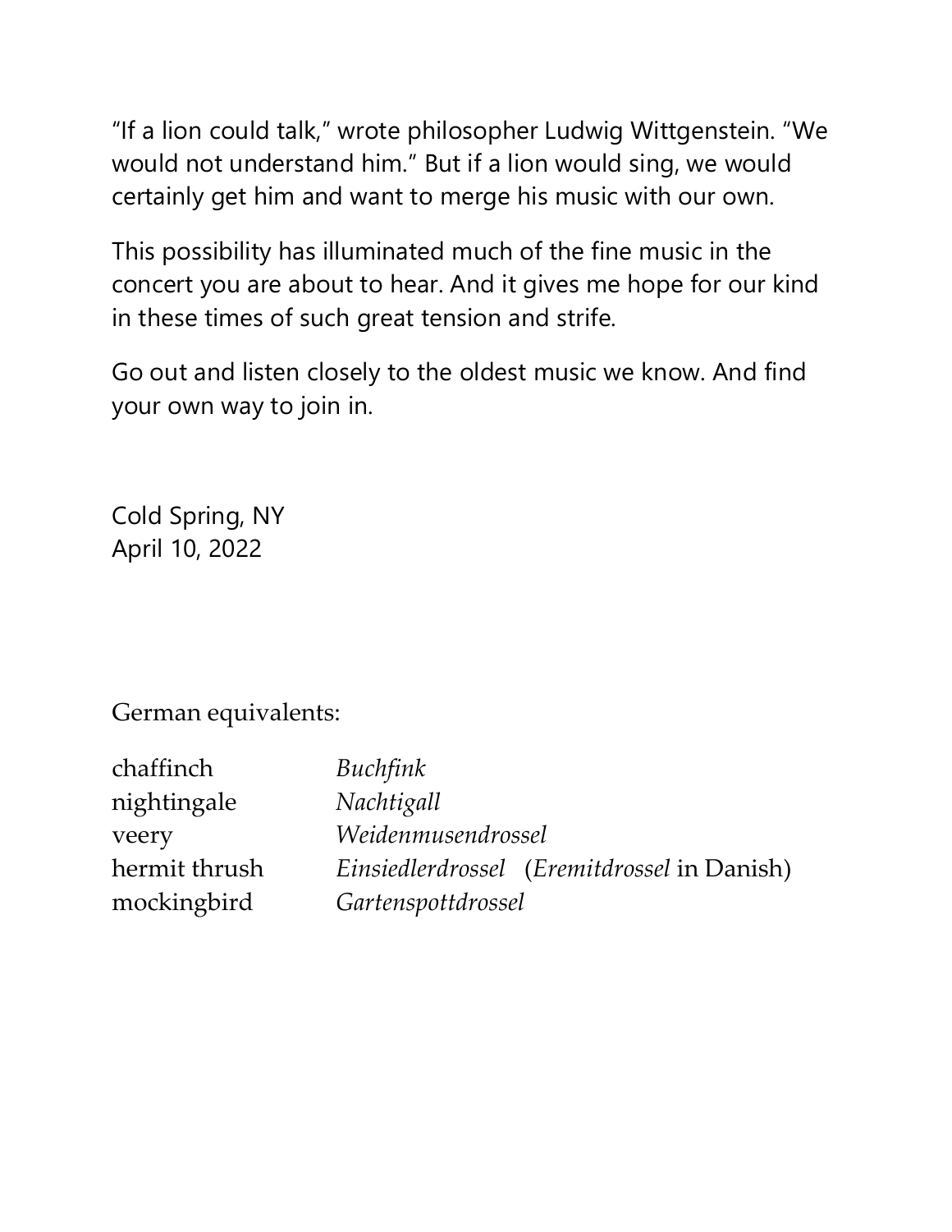"If a lion could talk," wrote philosopher Ludwig Wittgenstein. "We would not understand him." But if a lion would sing, we would certainly get him and want to merge his music with our own.

This possibility has illuminated much of the fine music in the concert you are about to hear. And it gives me hope for our kind in these times of such great tension and strife.

Go out and listen closely to the oldest music we know. And find your own way to join in.

Cold Spring, NY
April 10, 2022

German equivalents:

| | |
|---|---|
| chaffinch | *Buchfink* |
| nightingale | *Nachtigall* |
| veery | *Weidenmusendrossel* |
| hermit thrush | *Einsiedlerdrossel* (*Eremitdrossel* in Danish) |
| mockingbird | *Gartenspottdrossel* |